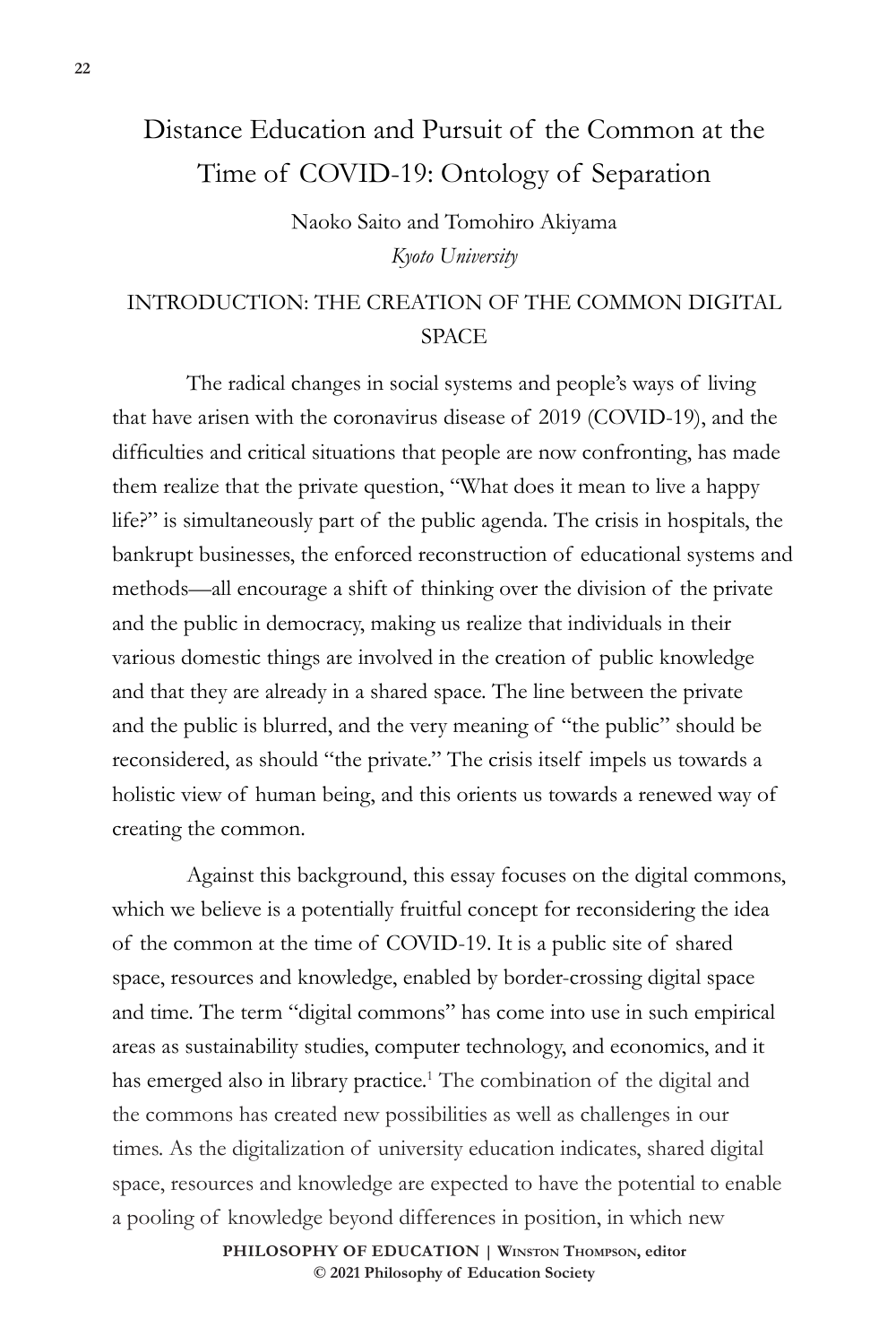# Distance Education and Pursuit of the Common at the Time of COVID-19: Ontology of Separation

Naoko Saito and Tomohiro Akiyama
*Kyoto University*

## INTRODUCTION: THE CREATION OF THE COMMON DIGITAL SPACE

The radical changes in social systems and people's ways of living that have arisen with the coronavirus disease of 2019 (COVID-19), and the difficulties and critical situations that people are now confronting, has made them realize that the private question, "What does it mean to live a happy life?" is simultaneously part of the public agenda. The crisis in hospitals, the bankrupt businesses, the enforced reconstruction of educational systems and methods—all encourage a shift of thinking over the division of the private and the public in democracy, making us realize that individuals in their various domestic things are involved in the creation of public knowledge and that they are already in a shared space. The line between the private and the public is blurred, and the very meaning of "the public" should be reconsidered, as should "the private." The crisis itself impels us towards a holistic view of human being, and this orients us towards a renewed way of creating the common.

Against this background, this essay focuses on the digital commons, which we believe is a potentially fruitful concept for reconsidering the idea of the common at the time of COVID-19. It is a public site of shared space, resources and knowledge, enabled by border-crossing digital space and time. The term "digital commons" has come into use in such empirical areas as sustainability studies, computer technology, and economics, and it has emerged also in library practice.[1] The combination of the digital and the commons has created new possibilities as well as challenges in our times. As the digitalization of university education indicates, shared digital space, resources and knowledge are expected to have the potential to enable a pooling of knowledge beyond differences in position, in which new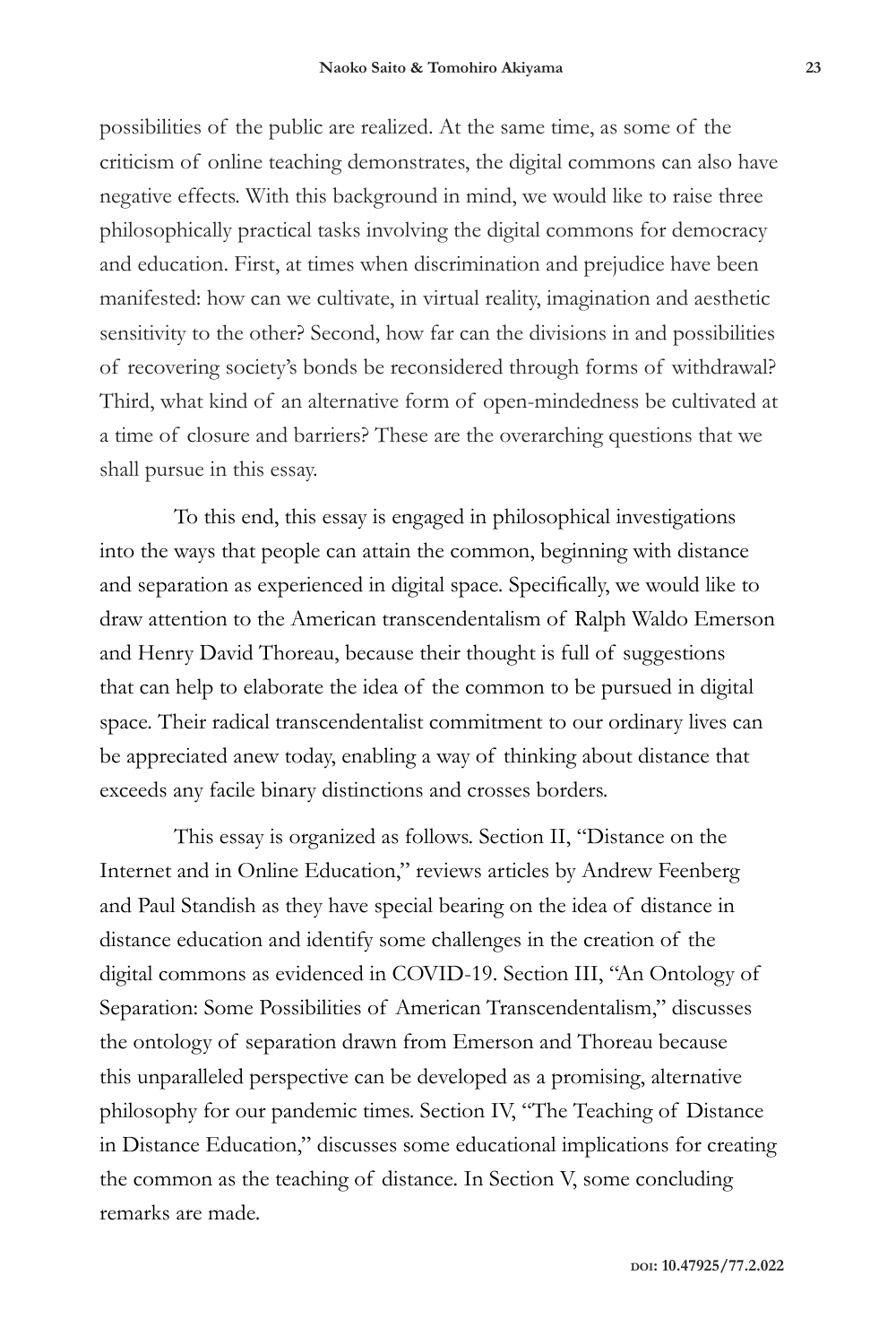possibilities of the public are realized. At the same time, as some of the criticism of online teaching demonstrates, the digital commons can also have negative effects. With this background in mind, we would like to raise three philosophically practical tasks involving the digital commons for democracy and education. First, at times when discrimination and prejudice have been manifested: how can we cultivate, in virtual reality, imagination and aesthetic sensitivity to the other? Second, how far can the divisions in and possibilities of recovering society's bonds be reconsidered through forms of withdrawal? Third, what kind of an alternative form of open-mindedness be cultivated at a time of closure and barriers? These are the overarching questions that we shall pursue in this essay.

To this end, this essay is engaged in philosophical investigations into the ways that people can attain the common, beginning with distance and separation as experienced in digital space. Specifically, we would like to draw attention to the American transcendentalism of Ralph Waldo Emerson and Henry David Thoreau, because their thought is full of suggestions that can help to elaborate the idea of the common to be pursued in digital space. Their radical transcendentalist commitment to our ordinary lives can be appreciated anew today, enabling a way of thinking about distance that exceeds any facile binary distinctions and crosses borders.

This essay is organized as follows. Section II, "Distance on the Internet and in Online Education," reviews articles by Andrew Feenberg and Paul Standish as they have special bearing on the idea of distance in distance education and identify some challenges in the creation of the digital commons as evidenced in COVID-19. Section III, "An Ontology of Separation: Some Possibilities of American Transcendentalism," discusses the ontology of separation drawn from Emerson and Thoreau because this unparalleled perspective can be developed as a promising, alternative philosophy for our pandemic times. Section IV, "The Teaching of Distance in Distance Education," discusses some educational implications for creating the common as the teaching of distance. In Section V, some concluding remarks are made.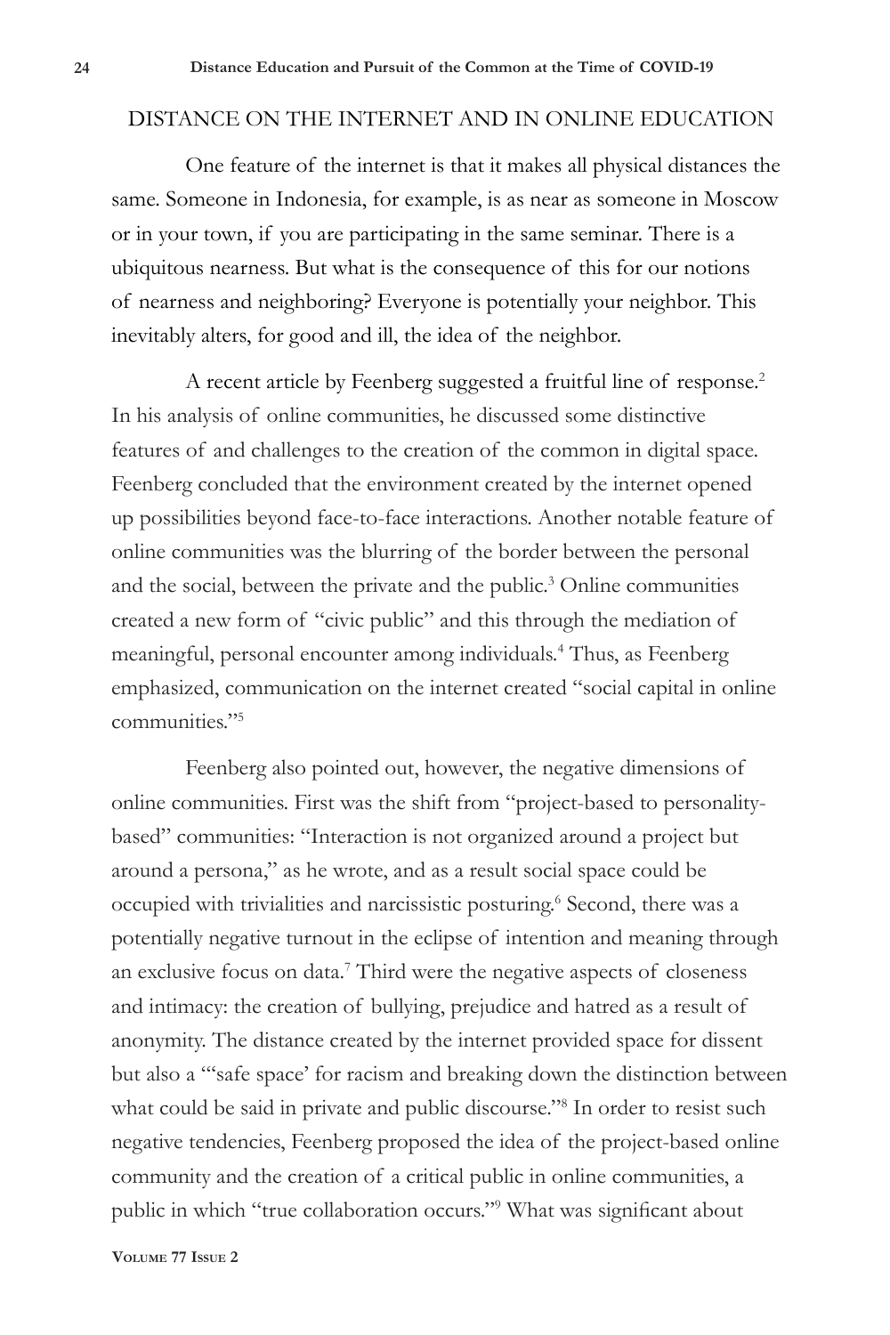## DISTANCE ON THE INTERNET AND IN ONLINE EDUCATION

One feature of the internet is that it makes all physical distances the same. Someone in Indonesia, for example, is as near as someone in Moscow or in your town, if you are participating in the same seminar. There is a ubiquitous nearness. But what is the consequence of this for our notions of nearness and neighboring? Everyone is potentially your neighbor. This inevitably alters, for good and ill, the idea of the neighbor.

A recent article by Feenberg suggested a fruitful line of response.[2] In his analysis of online communities, he discussed some distinctive features of and challenges to the creation of the common in digital space. Feenberg concluded that the environment created by the internet opened up possibilities beyond face-to-face interactions. Another notable feature of online communities was the blurring of the border between the personal and the social, between the private and the public.[3] Online communities created a new form of "civic public" and this through the mediation of meaningful, personal encounter among individuals.[4] Thus, as Feenberg emphasized, communication on the internet created "social capital in online communities."[5]

Feenberg also pointed out, however, the negative dimensions of online communities. First was the shift from "project-based to personality-based" communities: "Interaction is not organized around a project but around a persona," as he wrote, and as a result social space could be occupied with trivialities and narcissistic posturing.[6] Second, there was a potentially negative turnout in the eclipse of intention and meaning through an exclusive focus on data.[7] Third were the negative aspects of closeness and intimacy: the creation of bullying, prejudice and hatred as a result of anonymity. The distance created by the internet provided space for dissent but also a "'safe space' for racism and breaking down the distinction between what could be said in private and public discourse."[8] In order to resist such negative tendencies, Feenberg proposed the idea of the project-based online community and the creation of a critical public in online communities, a public in which "true collaboration occurs."[9] What was significant about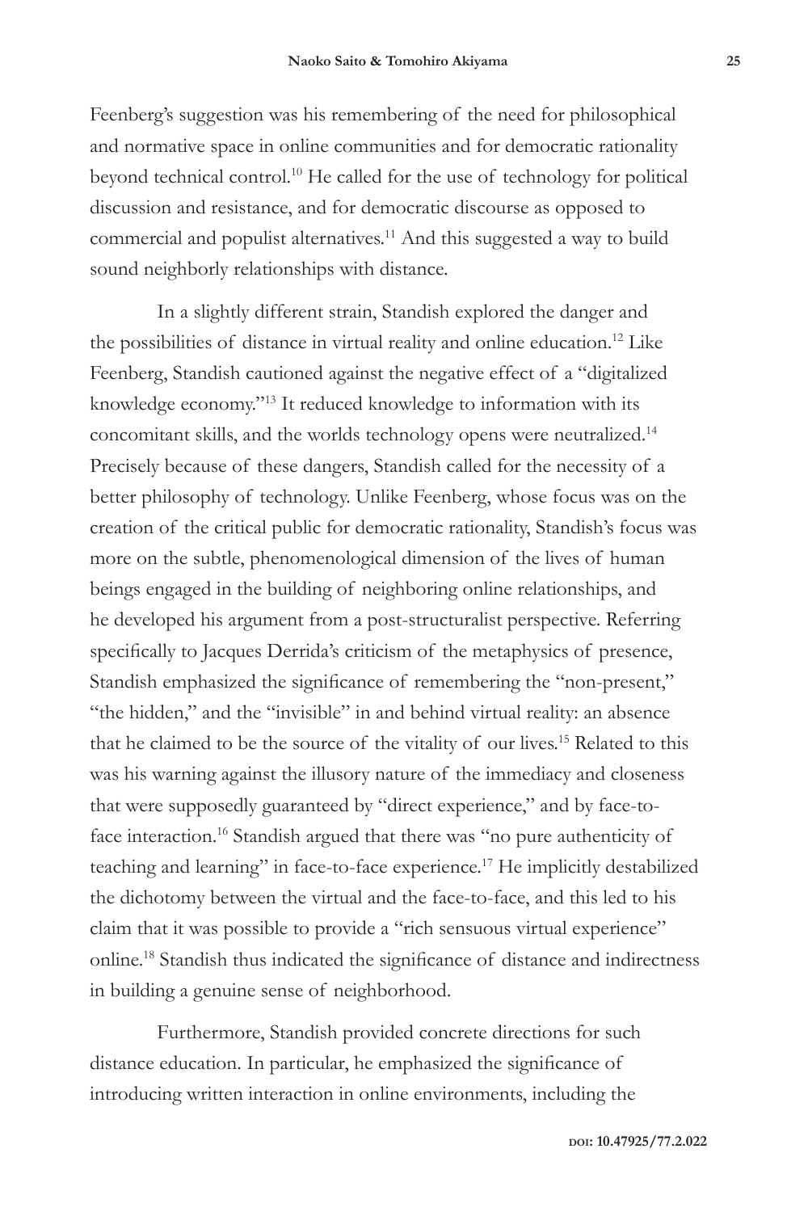Feenberg's suggestion was his remembering of the need for philosophical and normative space in online communities and for democratic rationality beyond technical control.[10] He called for the use of technology for political discussion and resistance, and for democratic discourse as opposed to commercial and populist alternatives.[11] And this suggested a way to build sound neighborly relationships with distance.

In a slightly different strain, Standish explored the danger and the possibilities of distance in virtual reality and online education.[12] Like Feenberg, Standish cautioned against the negative effect of a "digitalized knowledge economy."[13] It reduced knowledge to information with its concomitant skills, and the worlds technology opens were neutralized.[14] Precisely because of these dangers, Standish called for the necessity of a better philosophy of technology. Unlike Feenberg, whose focus was on the creation of the critical public for democratic rationality, Standish's focus was more on the subtle, phenomenological dimension of the lives of human beings engaged in the building of neighboring online relationships, and he developed his argument from a post-structuralist perspective. Referring specifically to Jacques Derrida's criticism of the metaphysics of presence, Standish emphasized the significance of remembering the "non-present," "the hidden," and the "invisible" in and behind virtual reality: an absence that he claimed to be the source of the vitality of our lives.[15] Related to this was his warning against the illusory nature of the immediacy and closeness that were supposedly guaranteed by "direct experience," and by face-to-face interaction.[16] Standish argued that there was "no pure authenticity of teaching and learning" in face-to-face experience.[17] He implicitly destabilized the dichotomy between the virtual and the face-to-face, and this led to his claim that it was possible to provide a "rich sensuous virtual experience" online.[18] Standish thus indicated the significance of distance and indirectness in building a genuine sense of neighborhood.

Furthermore, Standish provided concrete directions for such distance education. In particular, he emphasized the significance of introducing written interaction in online environments, including the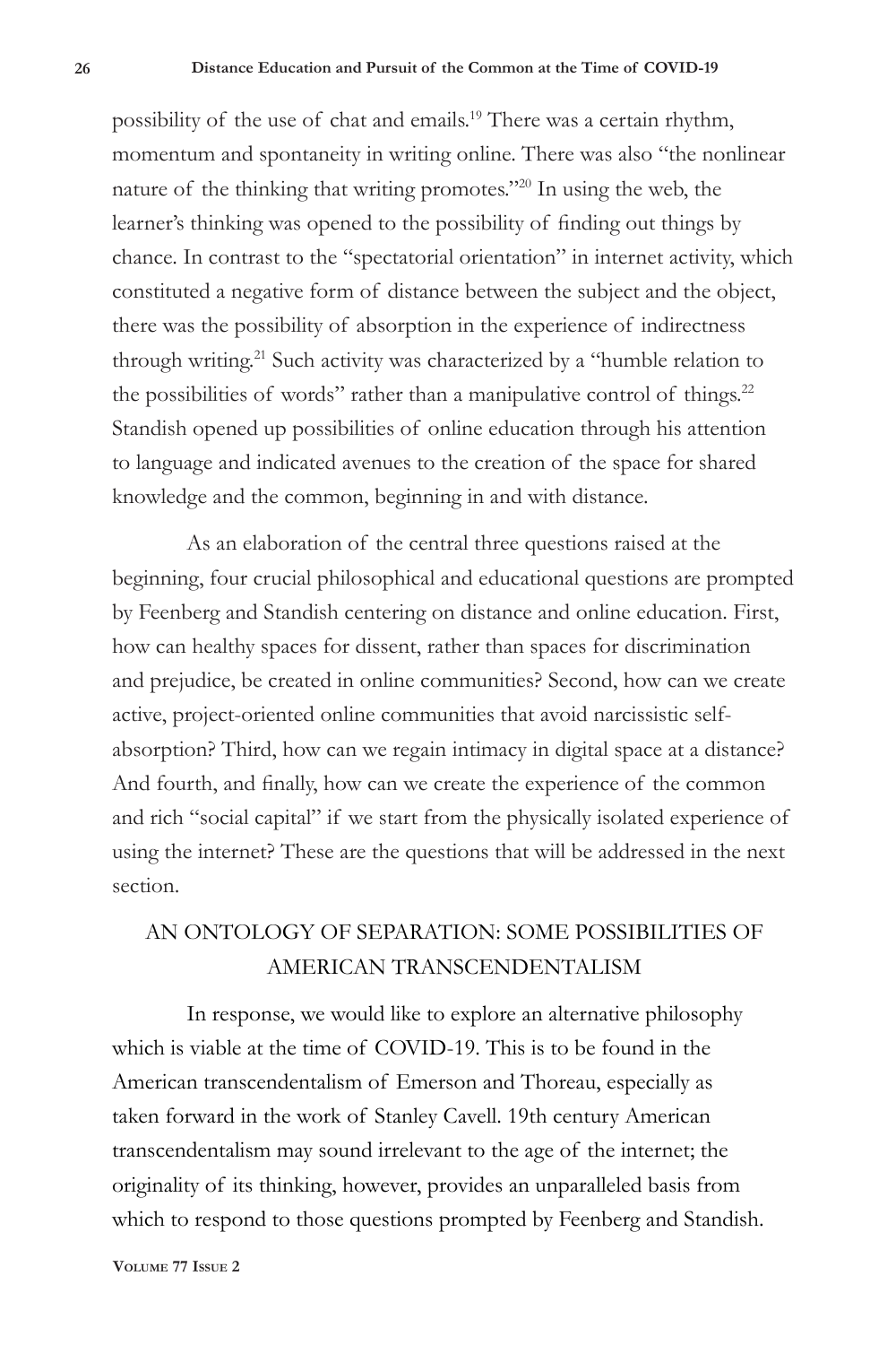possibility of the use of chat and emails.[19] There was a certain rhythm, momentum and spontaneity in writing online. There was also "the nonlinear nature of the thinking that writing promotes."[20] In using the web, the learner's thinking was opened to the possibility of finding out things by chance. In contrast to the "spectatorial orientation" in internet activity, which constituted a negative form of distance between the subject and the object, there was the possibility of absorption in the experience of indirectness through writing.[21] Such activity was characterized by a "humble relation to the possibilities of words" rather than a manipulative control of things.[22] Standish opened up possibilities of online education through his attention to language and indicated avenues to the creation of the space for shared knowledge and the common, beginning in and with distance.

As an elaboration of the central three questions raised at the beginning, four crucial philosophical and educational questions are prompted by Feenberg and Standish centering on distance and online education. First, how can healthy spaces for dissent, rather than spaces for discrimination and prejudice, be created in online communities? Second, how can we create active, project-oriented online communities that avoid narcissistic self-absorption? Third, how can we regain intimacy in digital space at a distance? And fourth, and finally, how can we create the experience of the common and rich "social capital" if we start from the physically isolated experience of using the internet? These are the questions that will be addressed in the next section.

## AN ONTOLOGY OF SEPARATION: SOME POSSIBILITIES OF AMERICAN TRANSCENDENTALISM

In response, we would like to explore an alternative philosophy which is viable at the time of COVID-19. This is to be found in the American transcendentalism of Emerson and Thoreau, especially as taken forward in the work of Stanley Cavell. 19th century American transcendentalism may sound irrelevant to the age of the internet; the originality of its thinking, however, provides an unparalleled basis from which to respond to those questions prompted by Feenberg and Standish.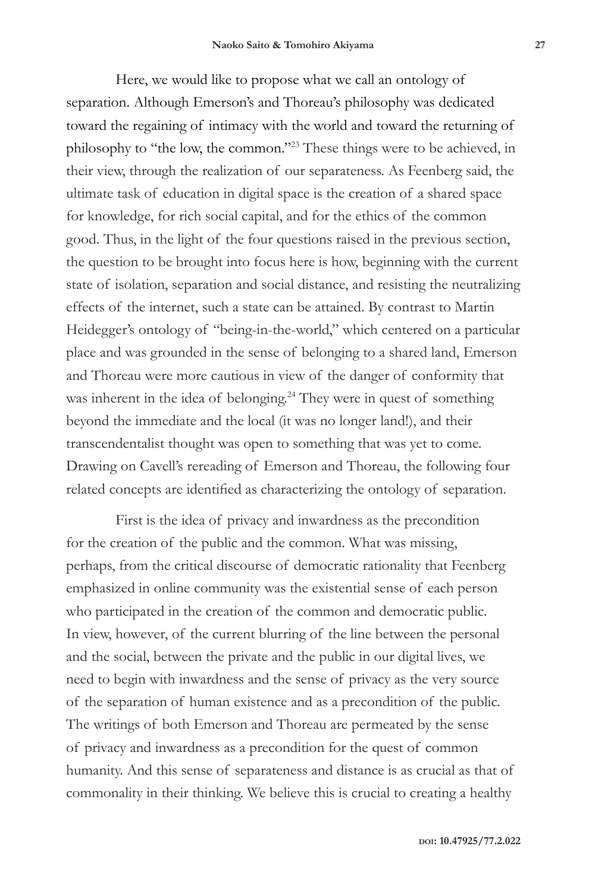Here, we would like to propose what we call an ontology of separation. Although Emerson's and Thoreau's philosophy was dedicated toward the regaining of intimacy with the world and toward the returning of philosophy to "the low, the common."[23] These things were to be achieved, in their view, through the realization of our separateness. As Feenberg said, the ultimate task of education in digital space is the creation of a shared space for knowledge, for rich social capital, and for the ethics of the common good. Thus, in the light of the four questions raised in the previous section, the question to be brought into focus here is how, beginning with the current state of isolation, separation and social distance, and resisting the neutralizing effects of the internet, such a state can be attained. By contrast to Martin Heidegger's ontology of "being-in-the-world," which centered on a particular place and was grounded in the sense of belonging to a shared land, Emerson and Thoreau were more cautious in view of the danger of conformity that was inherent in the idea of belonging.[24] They were in quest of something beyond the immediate and the local (it was no longer land!), and their transcendentalist thought was open to something that was yet to come. Drawing on Cavell's rereading of Emerson and Thoreau, the following four related concepts are identified as characterizing the ontology of separation.

First is the idea of privacy and inwardness as the precondition for the creation of the public and the common. What was missing, perhaps, from the critical discourse of democratic rationality that Feenberg emphasized in online community was the existential sense of each person who participated in the creation of the common and democratic public. In view, however, of the current blurring of the line between the personal and the social, between the private and the public in our digital lives, we need to begin with inwardness and the sense of privacy as the very source of the separation of human existence and as a precondition of the public. The writings of both Emerson and Thoreau are permeated by the sense of privacy and inwardness as a precondition for the quest of common humanity. And this sense of separateness and distance is as crucial as that of commonality in their thinking. We believe this is crucial to creating a healthy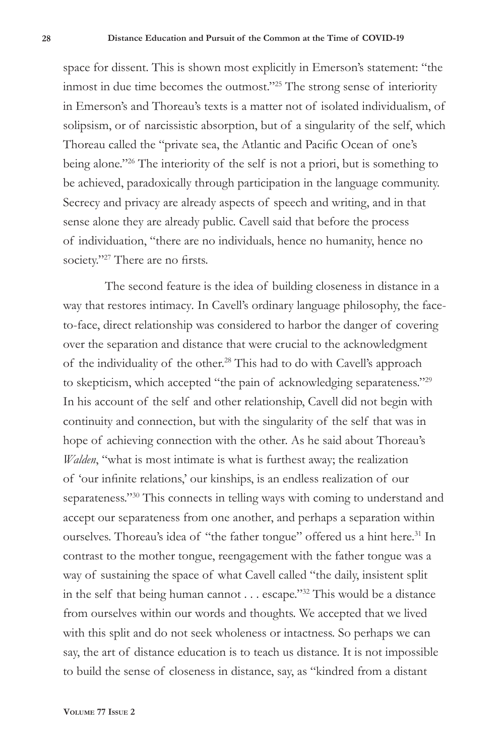space for dissent. This is shown most explicitly in Emerson's statement: "the inmost in due time becomes the outmost."[25] The strong sense of interiority in Emerson's and Thoreau's texts is a matter not of isolated individualism, of solipsism, or of narcissistic absorption, but of a singularity of the self, which Thoreau called the "private sea, the Atlantic and Pacific Ocean of one's being alone."[26] The interiority of the self is not a priori, but is something to be achieved, paradoxically through participation in the language community. Secrecy and privacy are already aspects of speech and writing, and in that sense alone they are already public. Cavell said that before the process of individuation, "there are no individuals, hence no humanity, hence no society."[27] There are no firsts.

The second feature is the idea of building closeness in distance in a way that restores intimacy. In Cavell's ordinary language philosophy, the face-to-face, direct relationship was considered to harbor the danger of covering over the separation and distance that were crucial to the acknowledgment of the individuality of the other.[28] This had to do with Cavell's approach to skepticism, which accepted "the pain of acknowledging separateness."[29] In his account of the self and other relationship, Cavell did not begin with continuity and connection, but with the singularity of the self that was in hope of achieving connection with the other. As he said about Thoreau's *Walden*, "what is most intimate is what is furthest away; the realization of 'our infinite relations,' our kinships, is an endless realization of our separateness."[30] This connects in telling ways with coming to understand and accept our separateness from one another, and perhaps a separation within ourselves. Thoreau's idea of "the father tongue" offered us a hint here.[31] In contrast to the mother tongue, reengagement with the father tongue was a way of sustaining the space of what Cavell called "the daily, insistent split in the self that being human cannot . . . escape."[32] This would be a distance from ourselves within our words and thoughts. We accepted that we lived with this split and do not seek wholeness or intactness. So perhaps we can say, the art of distance education is to teach us distance. It is not impossible to build the sense of closeness in distance, say, as "kindred from a distant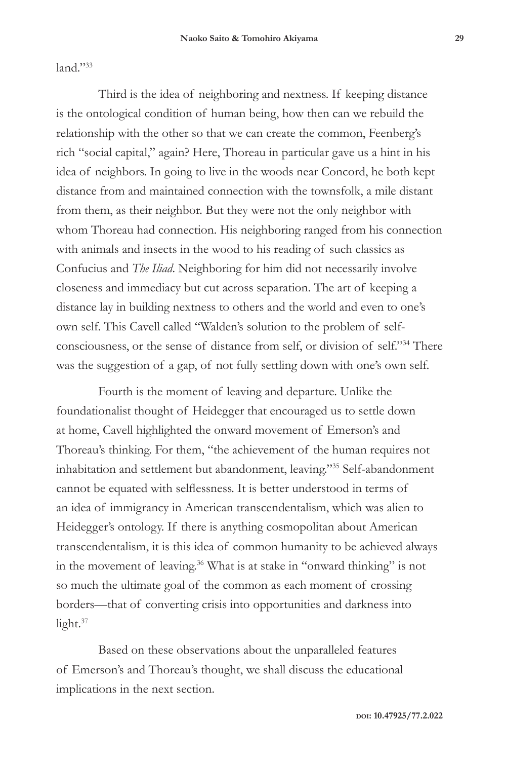land."[33]

Third is the idea of neighboring and nextness. If keeping distance is the ontological condition of human being, how then can we rebuild the relationship with the other so that we can create the common, Feenberg's rich "social capital," again? Here, Thoreau in particular gave us a hint in his idea of neighbors. In going to live in the woods near Concord, he both kept distance from and maintained connection with the townsfolk, a mile distant from them, as their neighbor. But they were not the only neighbor with whom Thoreau had connection. His neighboring ranged from his connection with animals and insects in the wood to his reading of such classics as Confucius and *The Iliad*. Neighboring for him did not necessarily involve closeness and immediacy but cut across separation. The art of keeping a distance lay in building nextness to others and the world and even to one's own self. This Cavell called "Walden's solution to the problem of self-consciousness, or the sense of distance from self, or division of self."[34] There was the suggestion of a gap, of not fully settling down with one's own self.

Fourth is the moment of leaving and departure. Unlike the foundationalist thought of Heidegger that encouraged us to settle down at home, Cavell highlighted the onward movement of Emerson's and Thoreau's thinking. For them, "the achievement of the human requires not inhabitation and settlement but abandonment, leaving."[35] Self-abandonment cannot be equated with selflessness. It is better understood in terms of an idea of immigrancy in American transcendentalism, which was alien to Heidegger's ontology. If there is anything cosmopolitan about American transcendentalism, it is this idea of common humanity to be achieved always in the movement of leaving.[36] What is at stake in "onward thinking" is not so much the ultimate goal of the common as each moment of crossing borders—that of converting crisis into opportunities and darkness into light.[37]

Based on these observations about the unparalleled features of Emerson's and Thoreau's thought, we shall discuss the educational implications in the next section.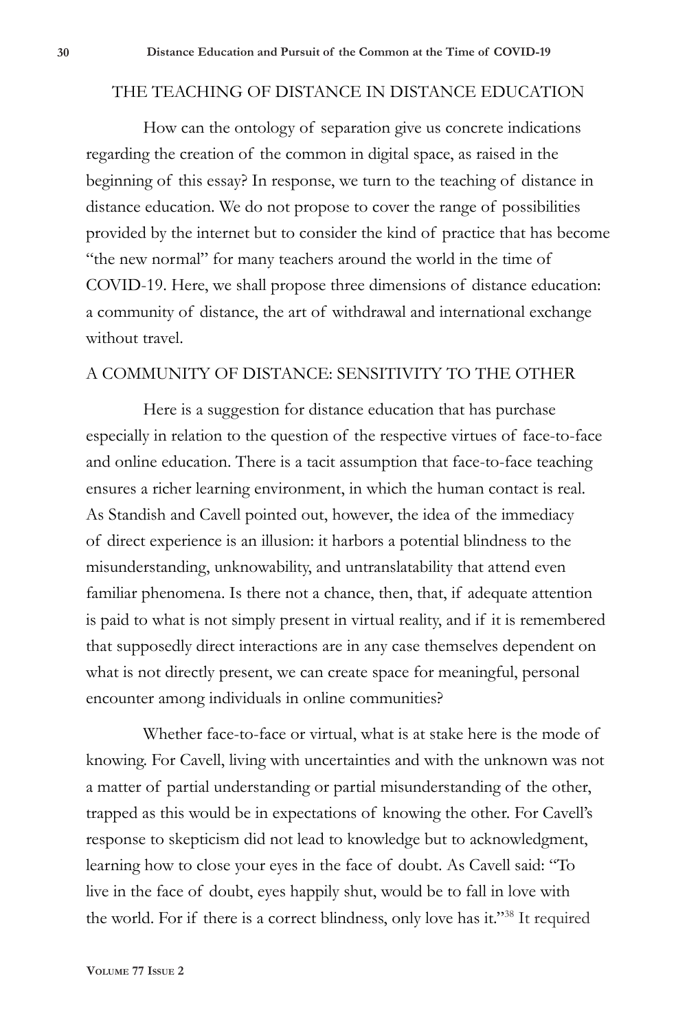## THE TEACHING OF DISTANCE IN DISTANCE EDUCATION

How can the ontology of separation give us concrete indications regarding the creation of the common in digital space, as raised in the beginning of this essay? In response, we turn to the teaching of distance in distance education. We do not propose to cover the range of possibilities provided by the internet but to consider the kind of practice that has become "the new normal" for many teachers around the world in the time of COVID-19. Here, we shall propose three dimensions of distance education: a community of distance, the art of withdrawal and international exchange without travel.

## A COMMUNITY OF DISTANCE: SENSITIVITY TO THE OTHER

Here is a suggestion for distance education that has purchase especially in relation to the question of the respective virtues of face-to-face and online education. There is a tacit assumption that face-to-face teaching ensures a richer learning environment, in which the human contact is real. As Standish and Cavell pointed out, however, the idea of the immediacy of direct experience is an illusion: it harbors a potential blindness to the misunderstanding, unknowability, and untranslatability that attend even familiar phenomena. Is there not a chance, then, that, if adequate attention is paid to what is not simply present in virtual reality, and if it is remembered that supposedly direct interactions are in any case themselves dependent on what is not directly present, we can create space for meaningful, personal encounter among individuals in online communities?

Whether face-to-face or virtual, what is at stake here is the mode of knowing. For Cavell, living with uncertainties and with the unknown was not a matter of partial understanding or partial misunderstanding of the other, trapped as this would be in expectations of knowing the other. For Cavell's response to skepticism did not lead to knowledge but to acknowledgment, learning how to close your eyes in the face of doubt. As Cavell said: "To live in the face of doubt, eyes happily shut, would be to fall in love with the world. For if there is a correct blindness, only love has it."[38] It required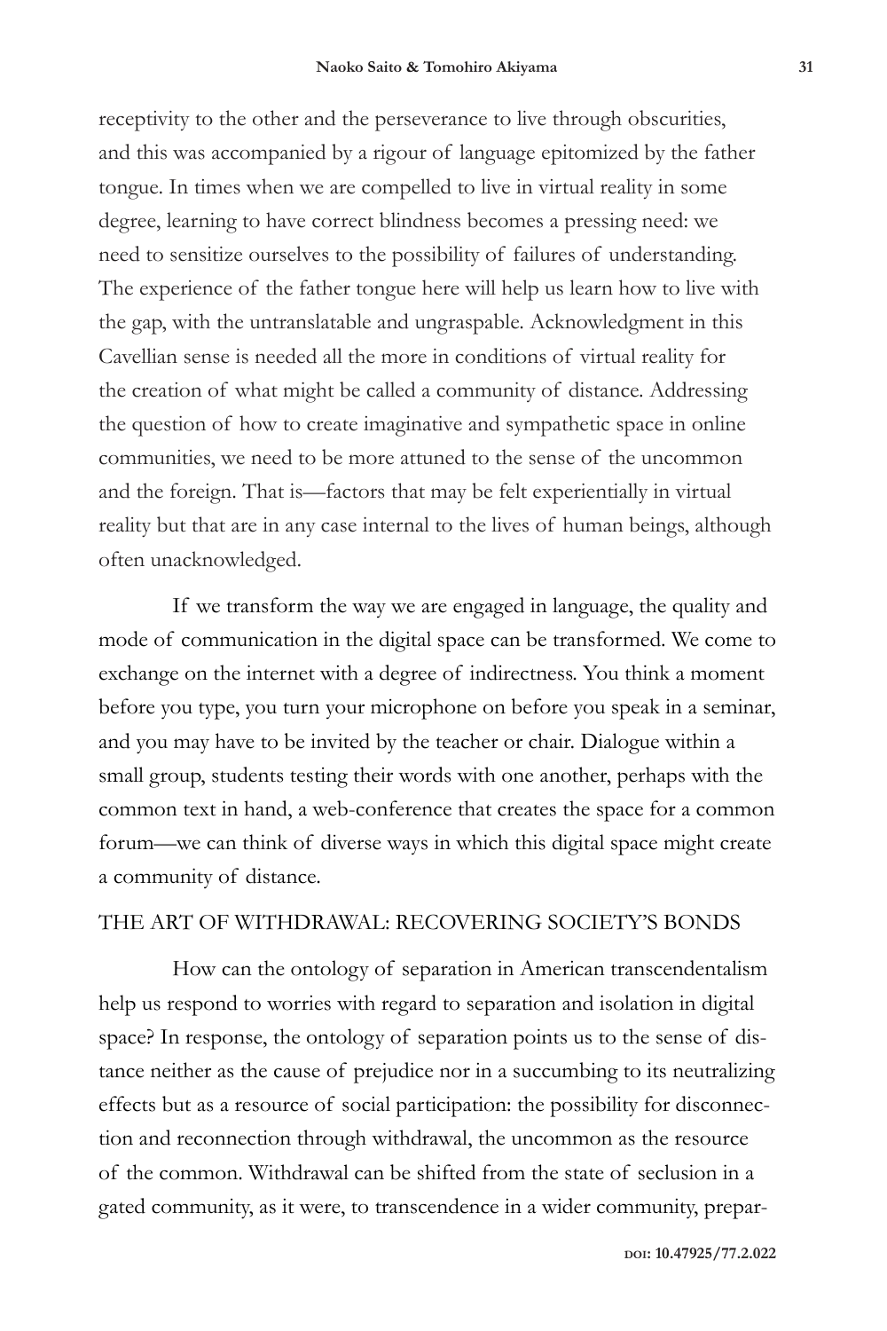receptivity to the other and the perseverance to live through obscurities, and this was accompanied by a rigour of language epitomized by the father tongue. In times when we are compelled to live in virtual reality in some degree, learning to have correct blindness becomes a pressing need: we need to sensitize ourselves to the possibility of failures of understanding. The experience of the father tongue here will help us learn how to live with the gap, with the untranslatable and ungraspable. Acknowledgment in this Cavellian sense is needed all the more in conditions of virtual reality for the creation of what might be called a community of distance. Addressing the question of how to create imaginative and sympathetic space in online communities, we need to be more attuned to the sense of the uncommon and the foreign. That is—factors that may be felt experientially in virtual reality but that are in any case internal to the lives of human beings, although often unacknowledged.

If we transform the way we are engaged in language, the quality and mode of communication in the digital space can be transformed. We come to exchange on the internet with a degree of indirectness. You think a moment before you type, you turn your microphone on before you speak in a seminar, and you may have to be invited by the teacher or chair. Dialogue within a small group, students testing their words with one another, perhaps with the common text in hand, a web-conference that creates the space for a common forum—we can think of diverse ways in which this digital space might create a community of distance.

## THE ART OF WITHDRAWAL: RECOVERING SOCIETY'S BONDS

How can the ontology of separation in American transcendentalism help us respond to worries with regard to separation and isolation in digital space? In response, the ontology of separation points us to the sense of distance neither as the cause of prejudice nor in a succumbing to its neutralizing effects but as a resource of social participation: the possibility for disconnection and reconnection through withdrawal, the uncommon as the resource of the common. Withdrawal can be shifted from the state of seclusion in a gated community, as it were, to transcendence in a wider community, prepar-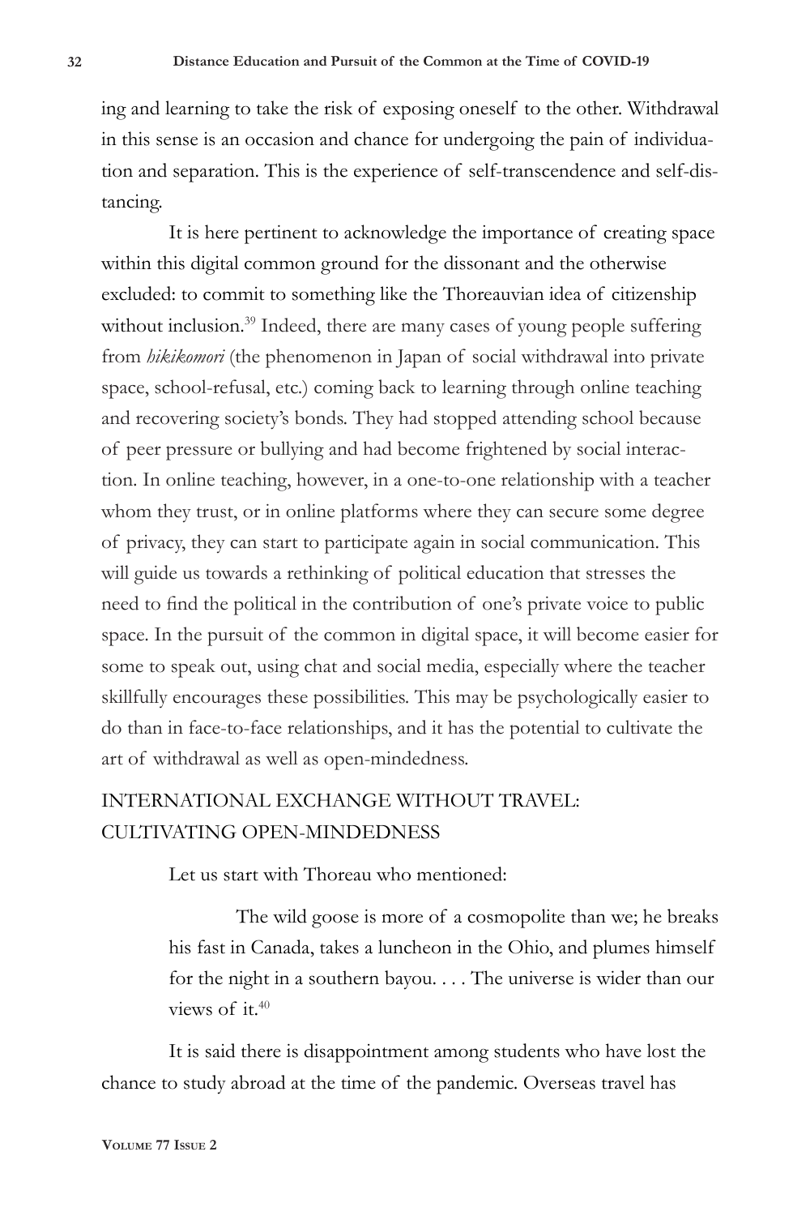ing and learning to take the risk of exposing oneself to the other. Withdrawal in this sense is an occasion and chance for undergoing the pain of individuation and separation. This is the experience of self-transcendence and self-distancing.

It is here pertinent to acknowledge the importance of creating space within this digital common ground for the dissonant and the otherwise excluded: to commit to something like the Thoreauvian idea of citizenship without inclusion.[39] Indeed, there are many cases of young people suffering from *hikikomori* (the phenomenon in Japan of social withdrawal into private space, school-refusal, etc.) coming back to learning through online teaching and recovering society's bonds. They had stopped attending school because of peer pressure or bullying and had become frightened by social interaction. In online teaching, however, in a one-to-one relationship with a teacher whom they trust, or in online platforms where they can secure some degree of privacy, they can start to participate again in social communication. This will guide us towards a rethinking of political education that stresses the need to find the political in the contribution of one's private voice to public space. In the pursuit of the common in digital space, it will become easier for some to speak out, using chat and social media, especially where the teacher skillfully encourages these possibilities. This may be psychologically easier to do than in face-to-face relationships, and it has the potential to cultivate the art of withdrawal as well as open-mindedness.

## INTERNATIONAL EXCHANGE WITHOUT TRAVEL: CULTIVATING OPEN-MINDEDNESS

Let us start with Thoreau who mentioned:

> The wild goose is more of a cosmopolite than we; he breaks his fast in Canada, takes a luncheon in the Ohio, and plumes himself for the night in a southern bayou. . . . The universe is wider than our views of it.[40]

It is said there is disappointment among students who have lost the chance to study abroad at the time of the pandemic. Overseas travel has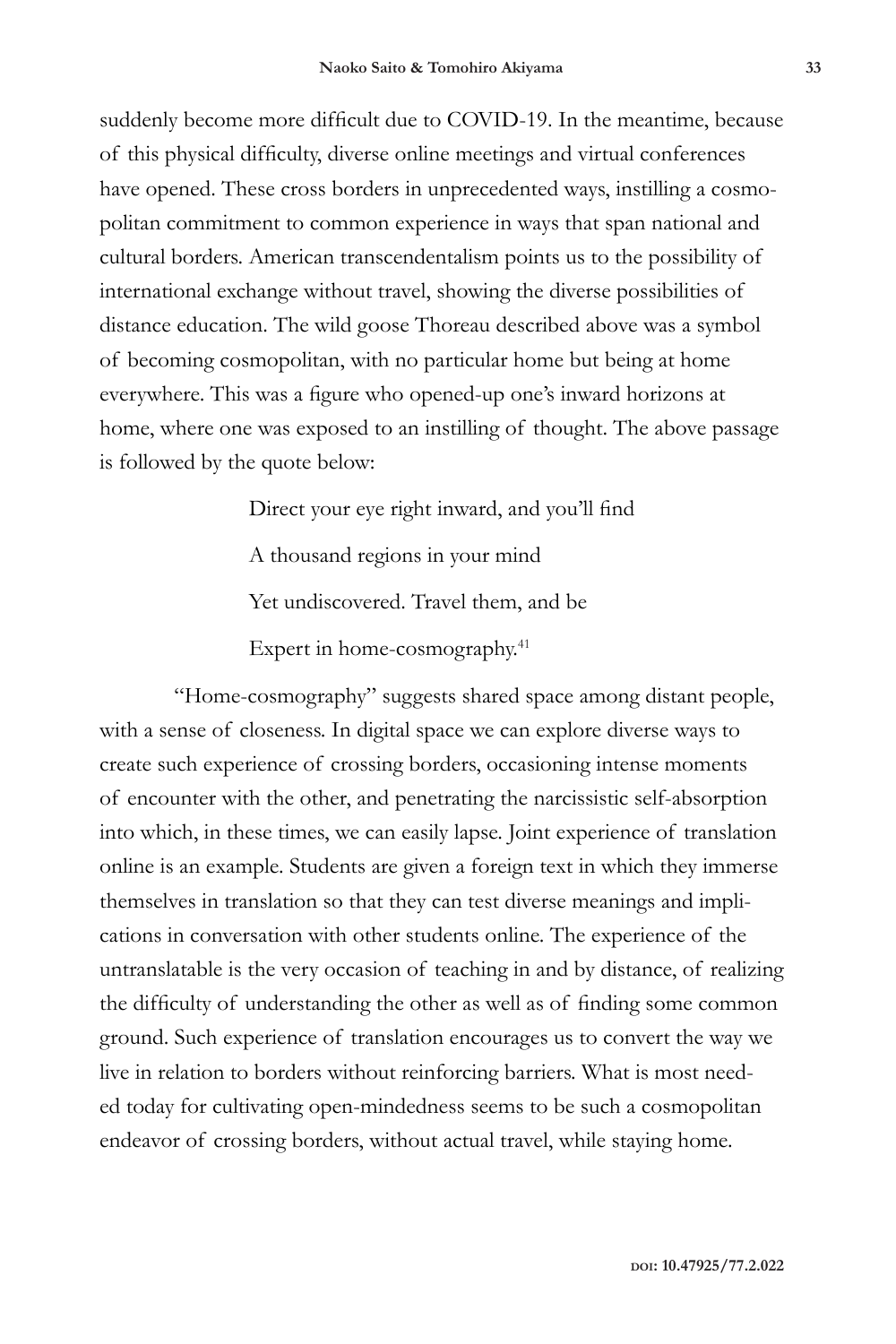suddenly become more difficult due to COVID-19. In the meantime, because of this physical difficulty, diverse online meetings and virtual conferences have opened. These cross borders in unprecedented ways, instilling a cosmopolitan commitment to common experience in ways that span national and cultural borders. American transcendentalism points us to the possibility of international exchange without travel, showing the diverse possibilities of distance education. The wild goose Thoreau described above was a symbol of becoming cosmopolitan, with no particular home but being at home everywhere. This was a figure who opened-up one's inward horizons at home, where one was exposed to an instilling of thought. The above passage is followed by the quote below:

> Direct your eye right inward, and you'll find
>
> A thousand regions in your mind
>
> Yet undiscovered. Travel them, and be
>
> Expert in home-cosmography.[41]

"Home-cosmography" suggests shared space among distant people, with a sense of closeness. In digital space we can explore diverse ways to create such experience of crossing borders, occasioning intense moments of encounter with the other, and penetrating the narcissistic self-absorption into which, in these times, we can easily lapse. Joint experience of translation online is an example. Students are given a foreign text in which they immerse themselves in translation so that they can test diverse meanings and implications in conversation with other students online. The experience of the untranslatable is the very occasion of teaching in and by distance, of realizing the difficulty of understanding the other as well as of finding some common ground. Such experience of translation encourages us to convert the way we live in relation to borders without reinforcing barriers. What is most needed today for cultivating open-mindedness seems to be such a cosmopolitan endeavor of crossing borders, without actual travel, while staying home.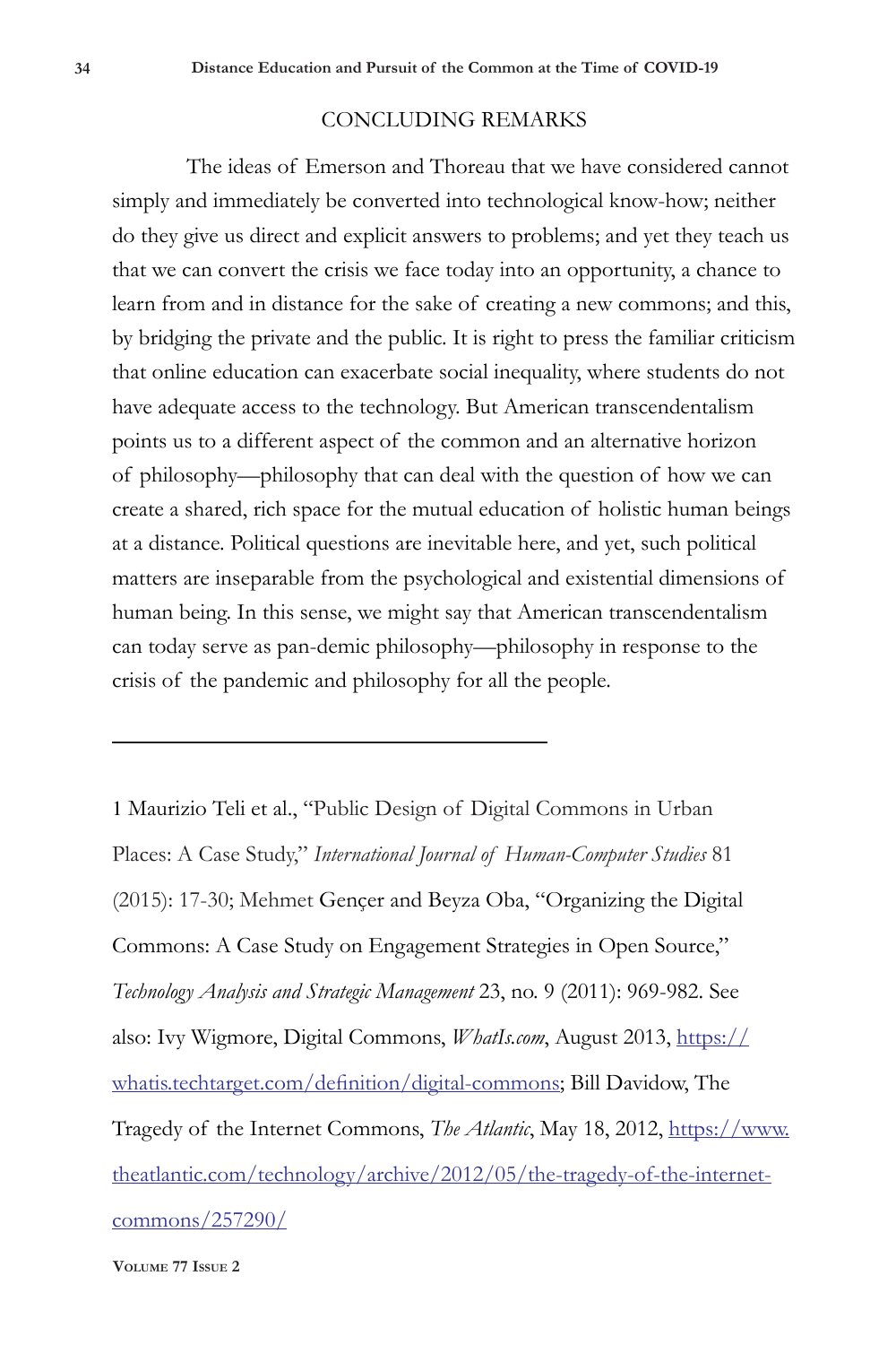## CONCLUDING REMARKS

The ideas of Emerson and Thoreau that we have considered cannot simply and immediately be converted into technological know-how; neither do they give us direct and explicit answers to problems; and yet they teach us that we can convert the crisis we face today into an opportunity, a chance to learn from and in distance for the sake of creating a new commons; and this, by bridging the private and the public. It is right to press the familiar criticism that online education can exacerbate social inequality, where students do not have adequate access to the technology. But American transcendentalism points us to a different aspect of the common and an alternative horizon of philosophy—philosophy that can deal with the question of how we can create a shared, rich space for the mutual education of holistic human beings at a distance. Political questions are inevitable here, and yet, such political matters are inseparable from the psychological and existential dimensions of human being. In this sense, we might say that American transcendentalism can today serve as pan-demic philosophy—philosophy in response to the crisis of the pandemic and philosophy for all the people.

---

1 Maurizio Teli et al., "Public Design of Digital Commons in Urban Places: A Case Study," *International Journal of Human-Computer Studies* 81 (2015): 17-30; Mehmet Gençer and Beyza Oba, "Organizing the Digital Commons: A Case Study on Engagement Strategies in Open Source," *Technology Analysis and Strategic Management* 23, no. 9 (2011): 969-982. See also: Ivy Wigmore, Digital Commons, *WhatIs.com*, August 2013, https://whatis.techtarget.com/definition/digital-commons; Bill Davidow, The Tragedy of the Internet Commons, *The Atlantic*, May 18, 2012, https://www.theatlantic.com/technology/archive/2012/05/the-tragedy-of-the-internet-commons/257290/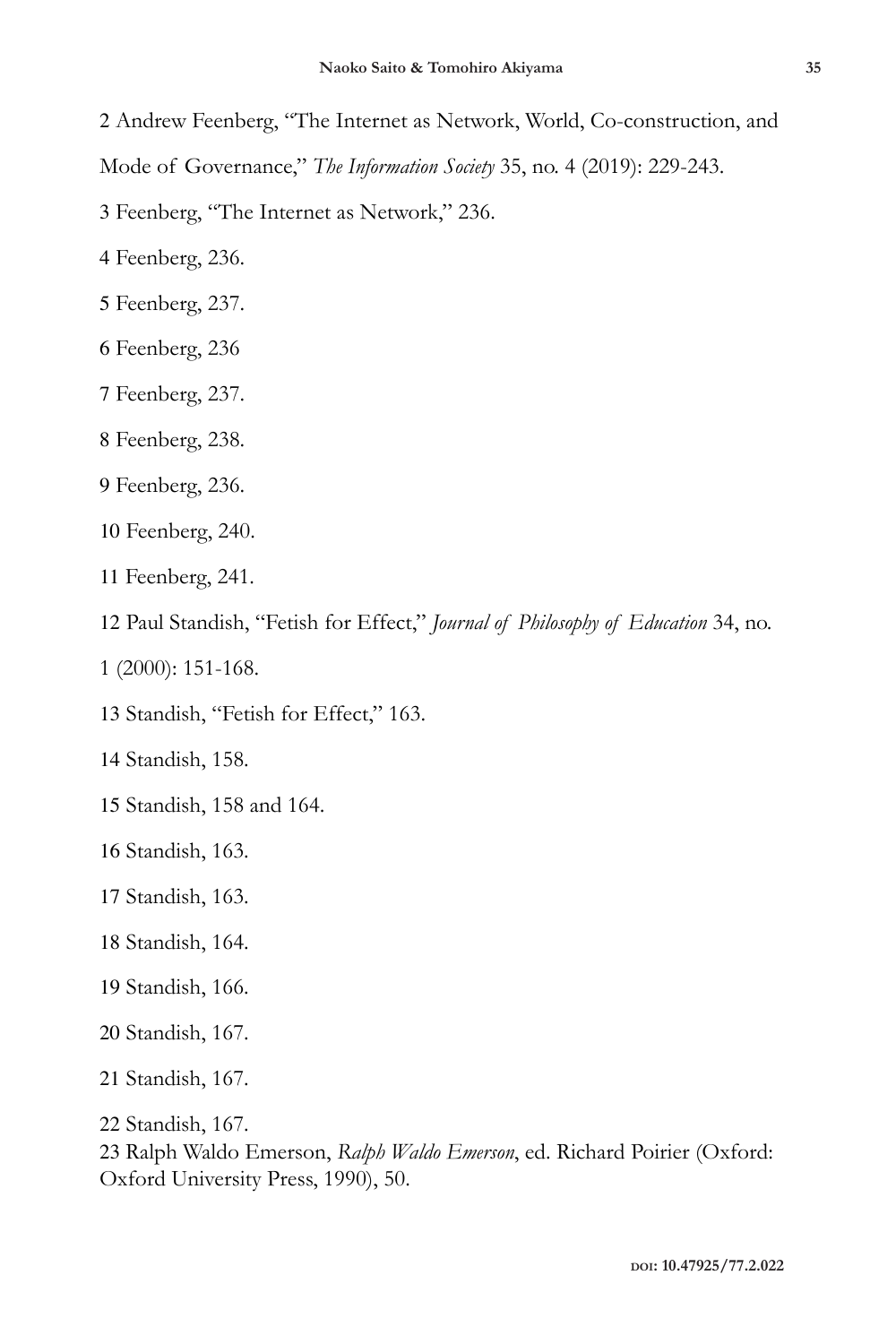2 Andrew Feenberg, "The Internet as Network, World, Co-construction, and Mode of Governance," *The Information Society* 35, no. 4 (2019): 229-243.

3 Feenberg, "The Internet as Network," 236.

4 Feenberg, 236.

5 Feenberg, 237.

6 Feenberg, 236

7 Feenberg, 237.

8 Feenberg, 238.

9 Feenberg, 236.

10 Feenberg, 240.

11 Feenberg, 241.

12 Paul Standish, "Fetish for Effect," *Journal of Philosophy of Education* 34, no. 1 (2000): 151-168.

13 Standish, "Fetish for Effect," 163.

14 Standish, 158.

15 Standish, 158 and 164.

16 Standish, 163.

17 Standish, 163.

18 Standish, 164.

19 Standish, 166.

20 Standish, 167.

21 Standish, 167.

22 Standish, 167.

23 Ralph Waldo Emerson, *Ralph Waldo Emerson*, ed. Richard Poirier (Oxford: Oxford University Press, 1990), 50.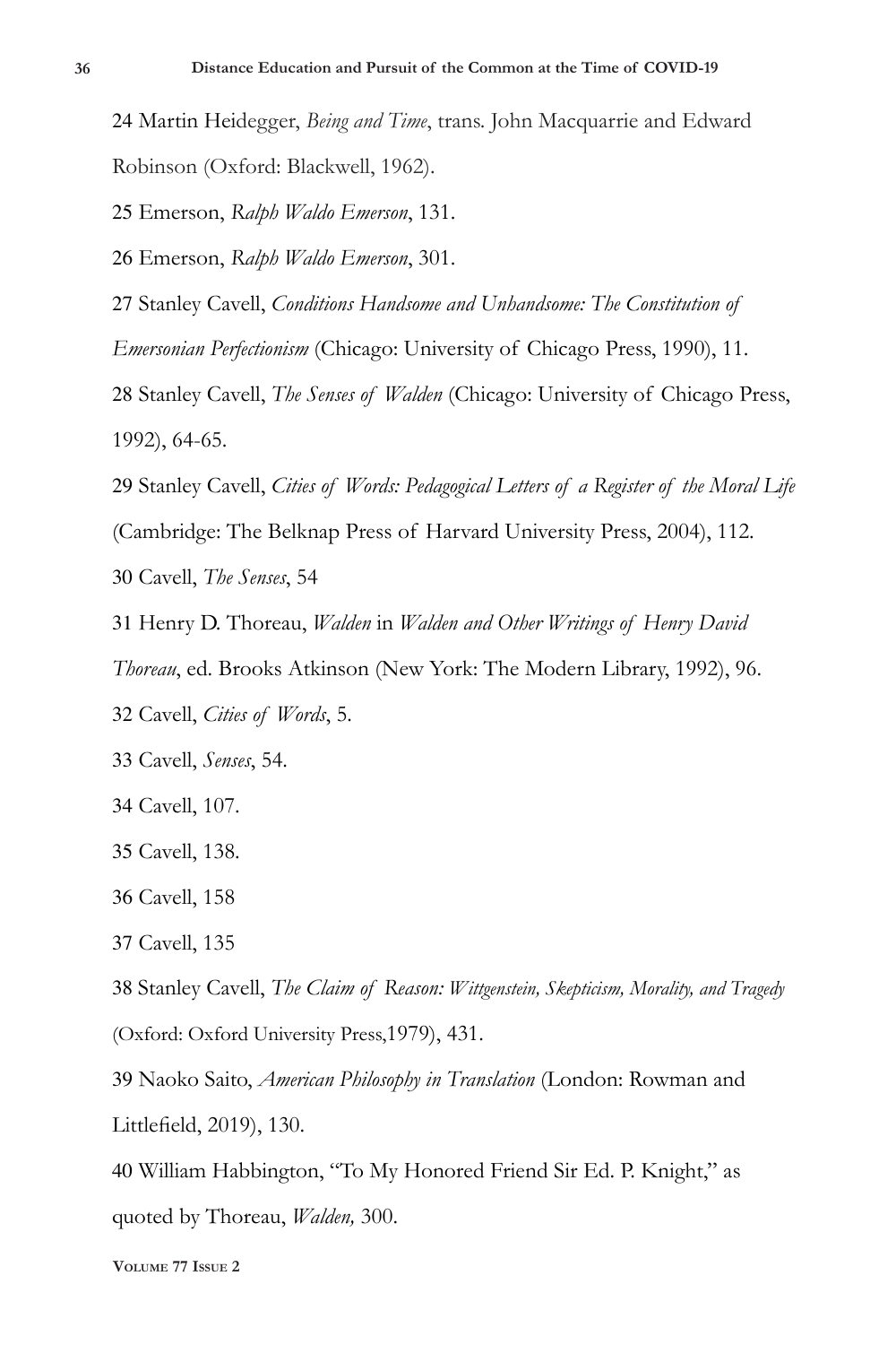24 Martin Heidegger, *Being and Time*, trans. John Macquarrie and Edward Robinson (Oxford: Blackwell, 1962).

25 Emerson, *Ralph Waldo Emerson*, 131.

26 Emerson, *Ralph Waldo Emerson*, 301.

27 Stanley Cavell, *Conditions Handsome and Unhandsome: The Constitution of Emersonian Perfectionism* (Chicago: University of Chicago Press, 1990), 11.

28 Stanley Cavell, *The Senses of Walden* (Chicago: University of Chicago Press, 1992), 64-65.

29 Stanley Cavell, *Cities of Words: Pedagogical Letters of a Register of the Moral Life* (Cambridge: The Belknap Press of Harvard University Press, 2004), 112.

30 Cavell, *The Senses*, 54

31 Henry D. Thoreau, *Walden* in *Walden and Other Writings of Henry David Thoreau*, ed. Brooks Atkinson (New York: The Modern Library, 1992), 96.

32 Cavell, *Cities of Words*, 5.

33 Cavell, *Senses*, 54.

34 Cavell, 107.

35 Cavell, 138.

36 Cavell, 158

37 Cavell, 135

38 Stanley Cavell, *The Claim of Reason: Wittgenstein, Skepticism, Morality, and Tragedy* (Oxford: Oxford University Press,1979), 431.

39 Naoko Saito, *American Philosophy in Translation* (London: Rowman and Littlefield, 2019), 130.

40 William Habbington, "To My Honored Friend Sir Ed. P. Knight," as quoted by Thoreau, *Walden,* 300.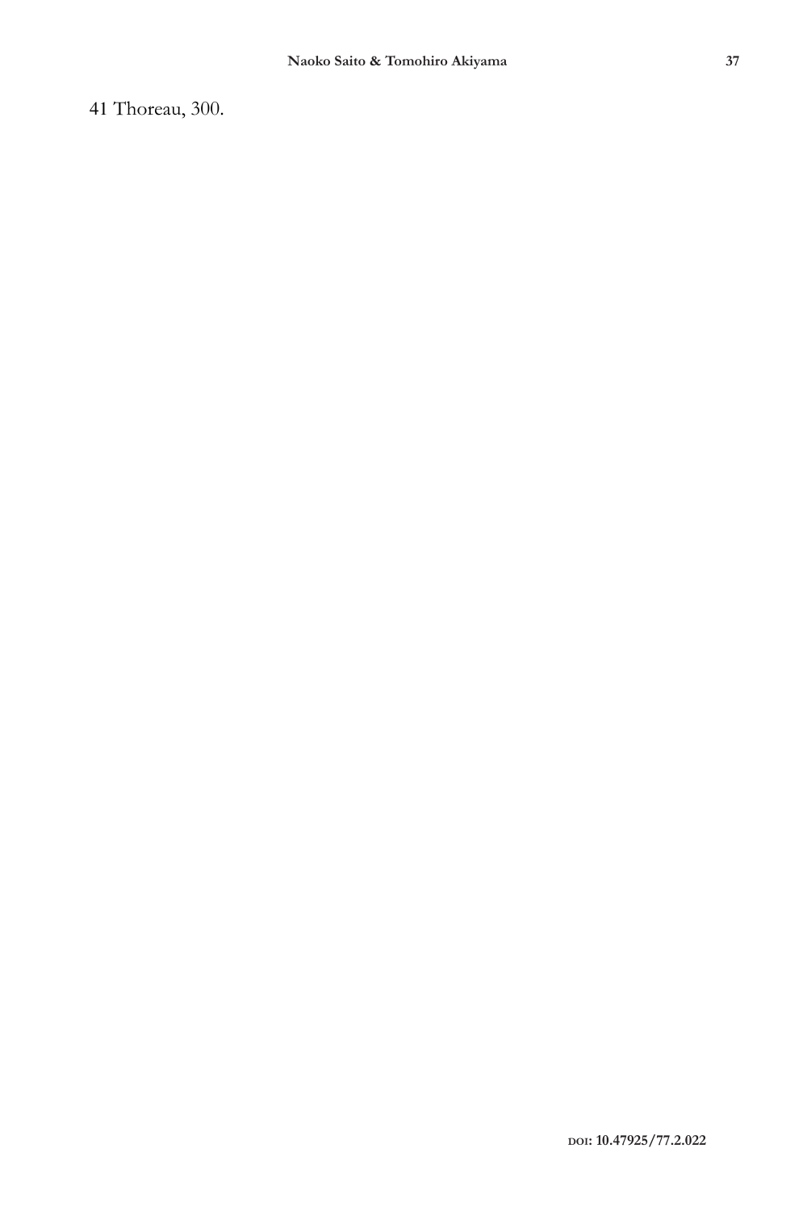41 Thoreau, 300.